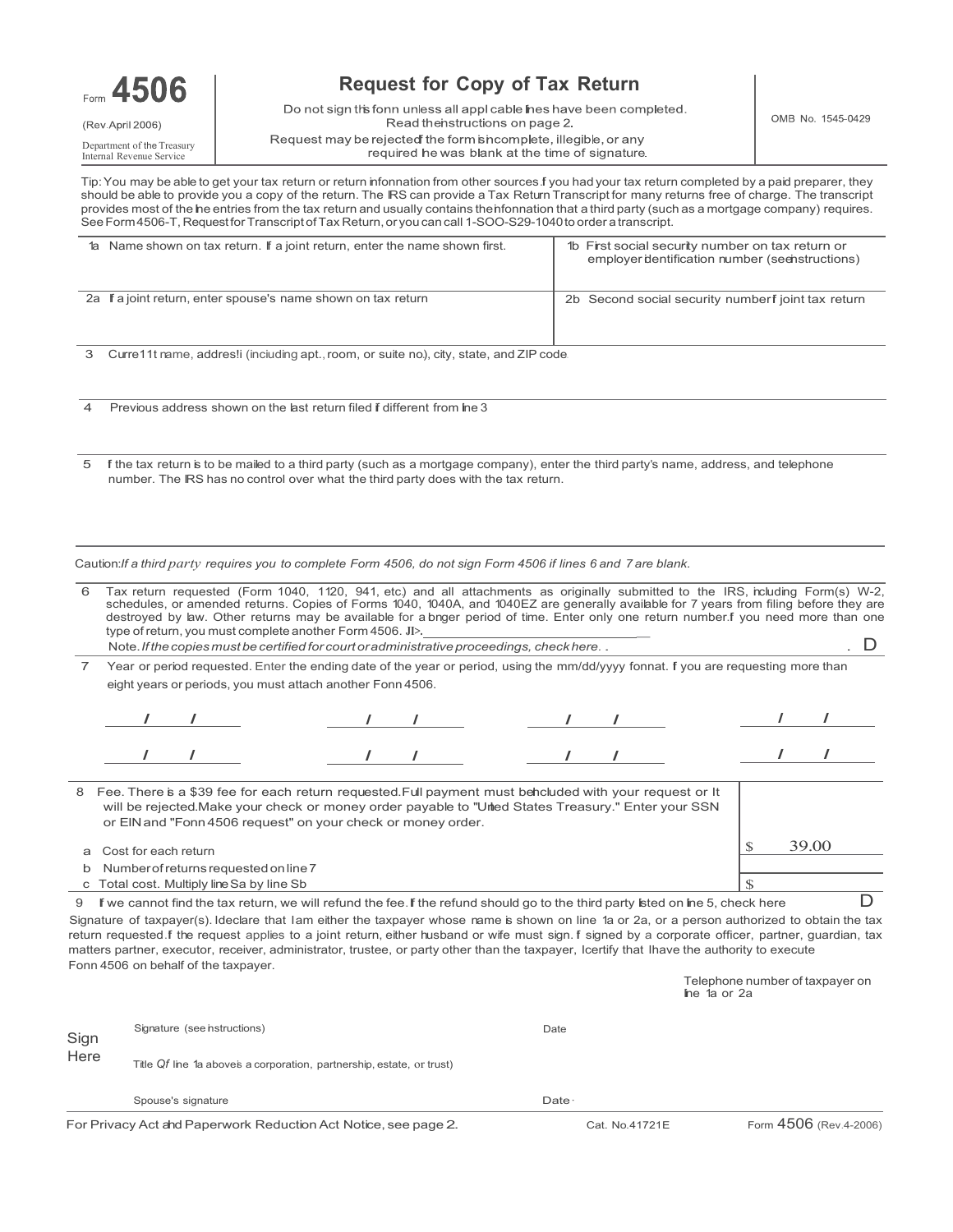Form **4506**

(Rev.April 2006)

Department of the Treasury
Internal Revenue Service

# Request for Copy of Tax Return

Do not sign this fonn unless all appl cable lines have been completed.
Read the instructions on page 2.
Request may be rejected if the form is incomplete, illegible, or any required line was blank at the time of signature.

OMB No. 1545-0429

Tip: You may be able to get your tax return or return infonnation from other sources. If you had your tax return completed by a paid preparer, they should be able to provide you a copy of the return. The IRS can provide a Tax Return Transcript for many returns free of charge. The transcript provides most of the line entries from the tax return and usually contains the infonnation that a third party (such as a mortgage company) requires. See Form 4506-T, Request for Transcript of Tax Return, or you can call 1-SOO-S29-1040 to order a transcript.

| 1a Name shown on tax return. If a joint return, enter the name shown first. | 1b First social security number on tax return or employer identification number (see instructions) |
|---|---|
| 2a If a joint return, enter spouse's name shown on tax return | 2b Second social security number if joint tax return |

3 Curre11t name, addres!i (inciuding apt., room, or suite no.), city, state, and ZIP code

4 Previous address shown on the last return filed if different from line 3

5 If the tax return is to be mailed to a third party (such as a mortgage company), enter the third party's name, address, and telephone number. The IRS has no control over what the third party does with the tax return.

Caution: *If a third party requires you to complete Form 4506, do not sign Form 4506 if lines 6 and 7 are blank.*

6 Tax return requested (Form 1040, 1120, 941, etc.) and all attachments as originally submitted to the IRS, including Form(s) W-2, schedules, or amended returns. Copies of Forms 1040, 1040A, and 1040EZ are generally available for 7 years from filing before they are destroyed by law. Other returns may be available for a longer period of time. Enter only one return number. If you need more than one type of return, you must complete another Form 4506. JI>.

Note. *If the copies must be certified for court or administrative proceedings, check here. .* . D

7 Year or period requested. Enter the ending date of the year or period, using the mm/dd/yyyy fonnat. If you are requesting more than eight years or periods, you must attach another Fonn 4506.

| / / | / / | / / | / / |
|---|---|---|---|
| / / | / / | / / | / / |

8 Fee. There is a $39 fee for each return requested. Full payment must be included with your request or It will be rejected. Make your check or money order payable to "United States Treasury." Enter your SSN or EIN and "Fonn 4506 request" on your check or money order.

| | |
|---|---|
| a Cost for each return | $ 39.00 |
| b Number of returns requested on line 7 | |
| c Total cost. Multiply line Sa by line Sb | $ |

9 If we cannot find the tax return, we will refund the fee. If the refund should go to the third party listed on line 5, check here D

Signature of taxpayer(s). I declare that I am either the taxpayer whose name is shown on line 1a or 2a, or a person authorized to obtain the tax return requested. If the request applies to a joint return, either husband or wife must sign. If signed by a corporate officer, partner, guardian, tax matters partner, executor, receiver, administrator, trustee, or party other than the taxpayer, I certify that I have the authority to execute Fonn 4506 on behalf of the taxpayer.

Telephone number of taxpayer on line 1a or 2a

**Sign Here**

Signature (see instructions) — Date

Title (if line 1a above is a corporation, partnership, estate, or trust)

Spouse's signature — Date

For Privacy Act and Paperwork Reduction Act Notice, see page 2. Cat. No.41721E Form 4506 (Rev.4-2006)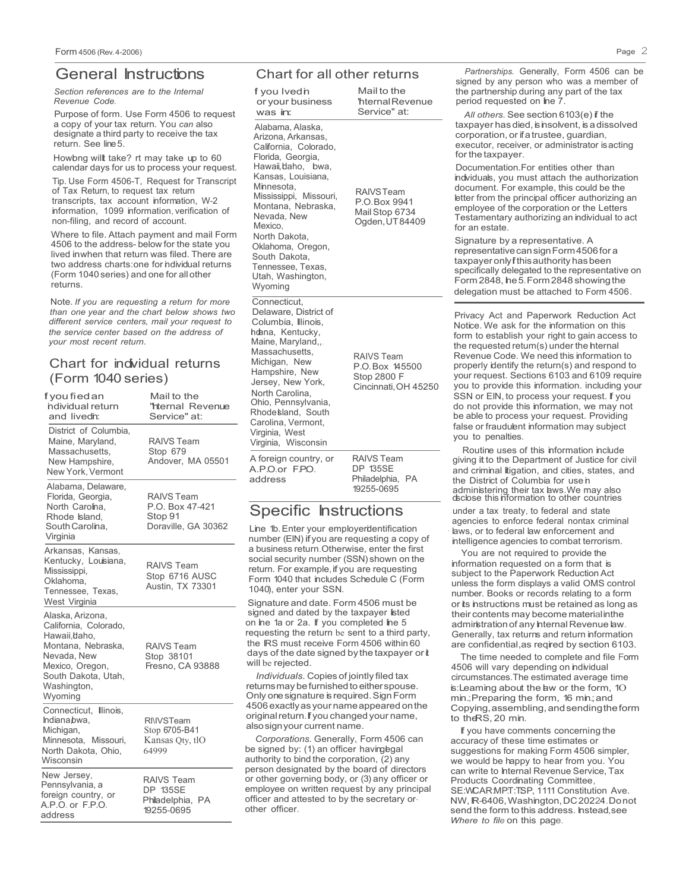# General Instructions

*Section references are to the Internal Revenue Code.*

Purpose of form. Use Form 4506 to request a copy of your tax return. You *can* also designate a third party to receive the tax return. See line 5.

How long will it take? It may take up to 60 calendar days for us to process your request.

Tip. Use Form 4506-T, Request for Transcript of Tax Return, to request tax return transcripts, tax account information, W-2 information, 1099 information, verification of non-filing, and record of account.

Where to file. Attach payment and mail Form 4506 to the address below for the state you lived in when that return was filed. There are two address charts: one for individual returns (Form 1040 series) and one for all other returns.

Note. *If you are requesting a return for more than one year and the chart below shows two different service centers, mail your request to the service center based on the address of your most recent return.*

## Chart for individual returns (Form 1040 series)

| If you filed an individual return and lived in: | Mail to the "Internal Revenue Service" at: |
|---|---|
| District of Columbia, Maine, Maryland, Massachusetts, New Hampshire, New York, Vermont | RAIVS Team Stop 679 Andover, MA 05501 |
| Alabama, Delaware, Florida, Georgia, North Carolina, Rhode Island, South Carolina, Virginia | RAIVS Team P.O. Box 47-421 Stop 91 Doraville, GA 30362 |
| Arkansas, Kansas, Kentucky, Louisiana, Mississippi, Oklahoma, Tennessee, Texas, West Virginia | RAIVS Team Stop 6716 AUSC Austin, TX 73301 |
| Alaska, Arizona, California, Colorado, Hawaii, Idaho, Montana, Nebraska, Nevada, New Mexico, Oregon, South Dakota, Utah, Washington, Wyoming | RAIVS Team Stop 38101 Fresno, CA 93888 |
| Connecticut, Illinois, Indiana, Iowa, Michigan, Minnesota, Missouri, North Dakota, Ohio, Wisconsin | RAIVS Team Stop 6705-B41 Kansas City, MO 64999 |
| New Jersey, Pennsylvania, a foreign country, or A.P.O. or F.P.O. address | RAIVS Team DP 135SE Philadelphia, PA 19255-0695 |

## Chart for all other returns

| If you lived in or your business was in: | Mail to the "Internal Revenue Service" at: |
|---|---|
| Alabama, Alaska, Arizona, Arkansas, California, Colorado, Florida, Georgia, Hawaii, Idaho, Iowa, Kansas, Louisiana, Minnesota, Mississippi, Missouri, Montana, Nebraska, Nevada, New Mexico, North Dakota, Oklahoma, Oregon, South Dakota, Tennessee, Texas, Utah, Washington, Wyoming | RAIVS Team P.O. Box 9941 Mail Stop 6734 Ogden, UT 84409 |
| Connecticut, Delaware, District of Columbia, Illinois, Indiana, Kentucky, Maine, Maryland, Massachusetts, Michigan, New Hampshire, New Jersey, New York, North Carolina, Ohio, Pennsylvania, Rhode Island, South Carolina, Vermont, Virginia, West Virginia, Wisconsin | RAIVS Team P.O. Box 145500 Stop 2800 F Cincinnati, OH 45250 |
| A foreign country, or A.P.O. or F.P.O. address | RAIVS Team DP 135SE Philadelphia, PA 19255-0695 |

# Specific Instructions

Line 1b. Enter your employer identification number (EIN) if you are requesting a copy of a business return. Otherwise, enter the first social security number (SSN) shown on the return. For example, if you are requesting Form 1040 that includes Schedule C (Form 1040), enter your SSN.

Signature and date. Form 4506 must be signed and dated by the taxpayer listed on line 1a or 2a. If you completed line 5 requesting the return be sent to a third party, the IRS must receive Form 4506 within 60 days of the date signed by the taxpayer or it will be rejected.

*Individuals.* Copies of jointly filed tax returns may be furnished to either spouse. Only one signature is required. Sign Form 4506 exactly as your name appeared on the original return. If you changed your name, also sign your current name.

*Corporations.* Generally, Form 4506 can be signed by: (1) an officer having legal authority to bind the corporation, (2) any person designated by the board of directors or other governing body, or (3) any officer or employee on written request by any principal officer and attested to by the secretary or other officer.

*Partnerships.* Generally, Form 4506 can be signed by any person who was a member of the partnership during any part of the tax period requested on line 7.

*All others.* See section 6103(e) if the taxpayer has died, is insolvent, is a dissolved corporation, or if a trustee, guardian, executor, receiver, or administrator is acting for the taxpayer.

Documentation. For entities other than individuals, you must attach the authorization document. For example, this could be the letter from the principal officer authorizing an employee of the corporation or the Letters Testamentary authorizing an individual to act for an estate.

Signature by a representative. A representative can sign Form 4506 for a taxpayer only if this authority has been specifically delegated to the representative on Form 2848, line 5. Form 2848 showing the delegation must be attached to Form 4506.

Privacy Act and Paperwork Reduction Act Notice. We ask for the information on this form to establish your right to gain access to the requested return(s) under the Internal Revenue Code. We need this information to properly identify the return(s) and respond to your request. Sections 6103 and 6109 require you to provide this information, including your SSN or EIN, to process your request. If you do not provide this information, we may not be able to process your request. Providing false or fraudulent information may subject you to penalties.

Routine uses of this information include giving it to the Department of Justice for civil and criminal litigation, and cities, states, and the District of Columbia for use in administering their tax laws. We may also disclose this information to other countries under a tax treaty, to federal and state agencies to enforce federal nontax criminal laws, or to federal law enforcement and intelligence agencies to combat terrorism.

You are not required to provide the information requested on a form that is subject to the Paperwork Reduction Act unless the form displays a valid OMB control number. Books or records relating to a form or its instructions must be retained as long as their contents may become material in the administration of any Internal Revenue law. Generally, tax returns and return information are confidential, as required by section 6103.

The time needed to complete and file Form 4506 will vary depending on individual circumstances. The estimated average time is: Learning about the law or the form, 10 min.; Preparing the form, 16 min.; and Copying, assembling, and sending the form to the IRS, 20 min.

If you have comments concerning the accuracy of these time estimates or suggestions for making Form 4506 simpler, we would be happy to hear from you. You can write to Internal Revenue Service, Tax Products Coordinating Committee, SE:W:CAR:MP:T:T:SP, 1111 Constitution Ave. NW, IR-6406, Washington, DC 20224. Do not send the form to this address. Instead, see *Where to file* on this page.